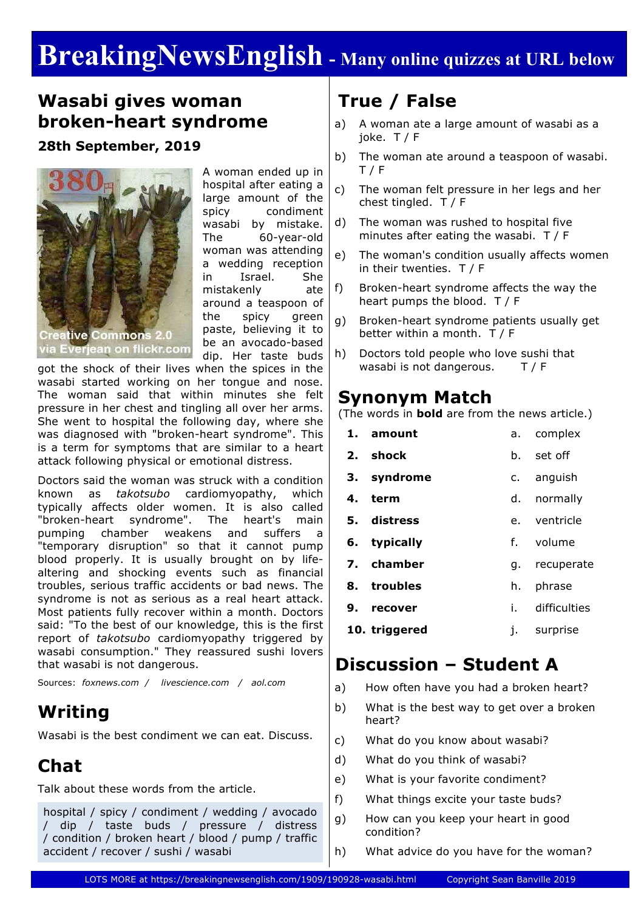# BreakingNewsEnglish - Many online quizzes at URL below

## Wasabi gives woman broken-heart syndrome

**28th September, 2019**

Creative Commons 2.0 via Everjean on flickr.com

A woman ended up in hospital after eating a large amount of the spicy condiment wasabi by mistake. The 60-year-old woman was attending a wedding reception in Israel. She mistakenly ate around a teaspoon of the spicy green paste, believing it to be an avocado-based dip. Her taste buds got the shock of their lives when the spices in the wasabi started working on her tongue and nose. The woman said that within minutes she felt pressure in her chest and tingling all over her arms. She went to hospital the following day, where she was diagnosed with "broken-heart syndrome". This is a term for symptoms that are similar to a heart attack following physical or emotional distress.

Doctors said the woman was struck with a condition known as *takotsubo* cardiomyopathy, which typically affects older women. It is also called "broken-heart syndrome". The heart's main pumping chamber weakens and suffers a "temporary disruption" so that it cannot pump blood properly. It is usually brought on by life-altering and shocking events such as financial troubles, serious traffic accidents or bad news. The syndrome is not as serious as a real heart attack. Most patients fully recover within a month. Doctors said: "To the best of our knowledge, this is the first report of *takotsubo* cardiomyopathy triggered by wasabi consumption." They reassured sushi lovers that wasabi is not dangerous.

Sources: *foxnews.com* / *livescience.com* / *aol.com*

## Writing

Wasabi is the best condiment we can eat. Discuss.

## Chat

Talk about these words from the article.

hospital / spicy / condiment / wedding / avocado / dip / taste buds / pressure / distress / condition / broken heart / blood / pump / traffic accident / recover / sushi / wasabi

## True / False

a) A woman ate a large amount of wasabi as a joke. T / F

b) The woman ate around a teaspoon of wasabi. T / F

c) The woman felt pressure in her legs and her chest tingled. T / F

d) The woman was rushed to hospital five minutes after eating the wasabi. T / F

e) The woman's condition usually affects women in their twenties. T / F

f) Broken-heart syndrome affects the way the heart pumps the blood. T / F

g) Broken-heart syndrome patients usually get better within a month. T / F

h) Doctors told people who love sushi that wasabi is not dangerous. T / F

## Synonym Match

(The words in **bold** are from the news article.)

| | | | |
|---|---|---|---|
| 1. | **amount** | a. | complex |
| 2. | **shock** | b. | set off |
| 3. | **syndrome** | c. | anguish |
| 4. | **term** | d. | normally |
| 5. | **distress** | e. | ventricle |
| 6. | **typically** | f. | volume |
| 7. | **chamber** | g. | recuperate |
| 8. | **troubles** | h. | phrase |
| 9. | **recover** | i. | difficulties |
| 10. | **triggered** | j. | surprise |

## Discussion – Student A

a) How often have you had a broken heart?

b) What is the best way to get over a broken heart?

c) What do you know about wasabi?

d) What do you think of wasabi?

e) What is your favorite condiment?

f) What things excite your taste buds?

g) How can you keep your heart in good condition?

h) What advice do you have for the woman?

LOTS MORE at https://breakingnewsenglish.com/1909/190928-wasabi.html Copyright Sean Banville 2019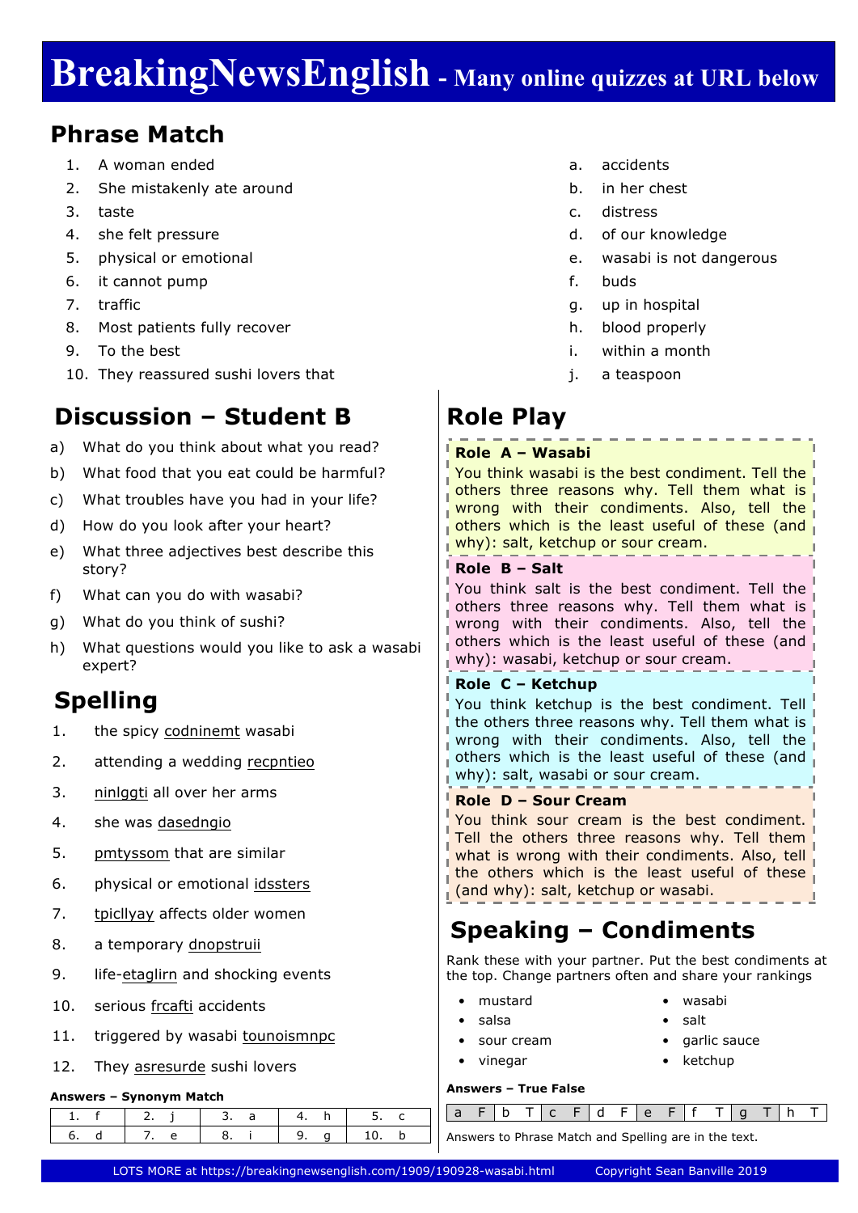# BreakingNewsEnglish - Many online quizzes at URL below

## Phrase Match

1. A woman ended
2. She mistakenly ate around
3. taste
4. she felt pressure
5. physical or emotional
6. it cannot pump
7. traffic
8. Most patients fully recover
9. To the best
10. They reassured sushi lovers that

a. accidents
b. in her chest
c. distress
d. of our knowledge
e. wasabi is not dangerous
f. buds
g. up in hospital
h. blood properly
i. within a month
j. a teaspoon

## Discussion – Student B

a) What do you think about what you read?
b) What food that you eat could be harmful?
c) What troubles have you had in your life?
d) How do you look after your heart?
e) What three adjectives best describe this story?
f) What can you do with wasabi?
g) What do you think of sushi?
h) What questions would you like to ask a wasabi expert?

## Spelling

1. the spicy codninemt wasabi
2. attending a wedding recpntieo
3. ninlggti all over her arms
4. she was dasedngio
5. pmtyssom that are similar
6. physical or emotional idssters
7. tpicllyay affects older women
8. a temporary dnopstruii
9. life-etaglirn and shocking events
10. serious frcafti accidents
11. triggered by wasabi tounoismnpc
12. They asresurde sushi lovers

**Answers – Synonym Match**

| | | | | |
|---|---|---|---|---|
| 1. f | 2. j | 3. a | 4. h | 5. c |
| 6. d | 7. e | 8. i | 9. g | 10. b |

## Role Play

**Role A – Wasabi**

You think wasabi is the best condiment. Tell the others three reasons why. Tell them what is wrong with their condiments. Also, tell the others which is the least useful of these (and why): salt, ketchup or sour cream.

**Role B – Salt**

You think salt is the best condiment. Tell the others three reasons why. Tell them what is wrong with their condiments. Also, tell the others which is the least useful of these (and why): wasabi, ketchup or sour cream.

**Role C – Ketchup**

You think ketchup is the best condiment. Tell the others three reasons why. Tell them what is wrong with their condiments. Also, tell the others which is the least useful of these (and why): salt, wasabi or sour cream.

**Role D – Sour Cream**

You think sour cream is the best condiment. Tell the others three reasons why. Tell them what is wrong with their condiments. Also, tell the others which is the least useful of these (and why): salt, ketchup or wasabi.

## Speaking – Condiments

Rank these with your partner. Put the best condiments at the top. Change partners often and share your rankings

- mustard
- salsa
- sour cream
- vinegar
- wasabi
- salt
- garlic sauce
- ketchup

**Answers – True False**

| | | | | | | | | | | | | | | | |
|---|---|---|---|---|---|---|---|---|---|---|---|---|---|---|---|
| a | F | b | T | c | F | d | F | e | F | f | T | g | T | h | T |

Answers to Phrase Match and Spelling are in the text.

LOTS MORE at https://breakingnewsenglish.com/1909/190928-wasabi.html Copyright Sean Banville 2019